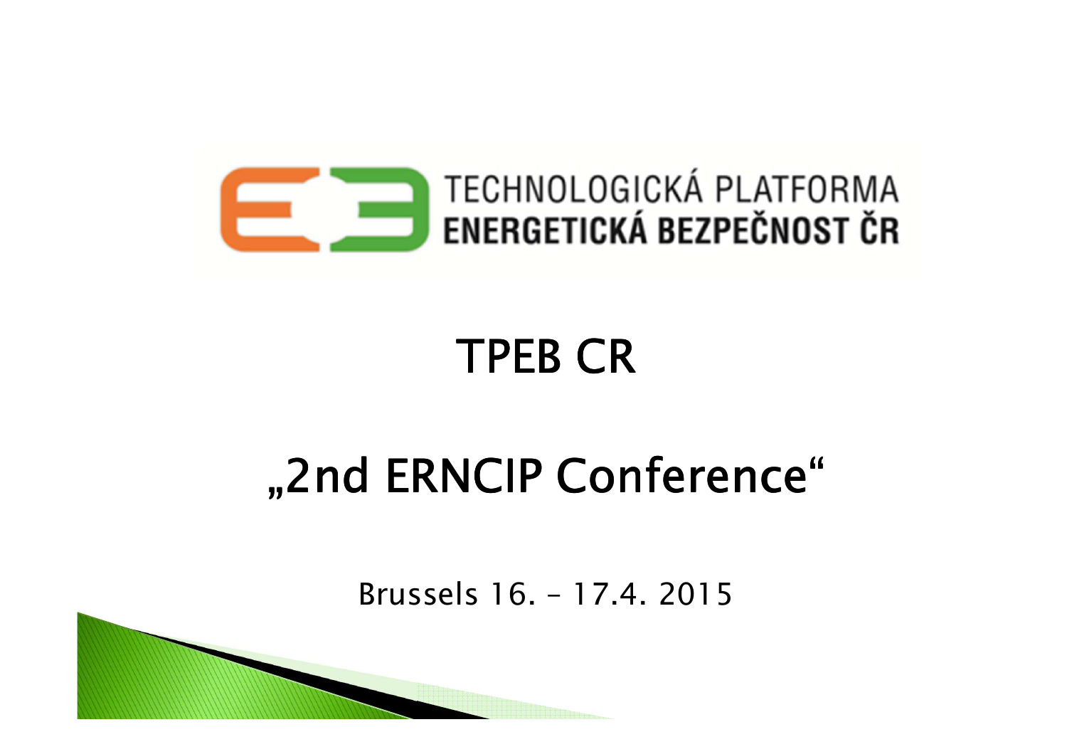TECHNOLOGICKÁ PLATFORMA
ENERGETICKÁ BEZPEČNOST ČR

# TPEB CR

## „2nd ERNCIP Conference“

Brussels 16. – 17.4. 2015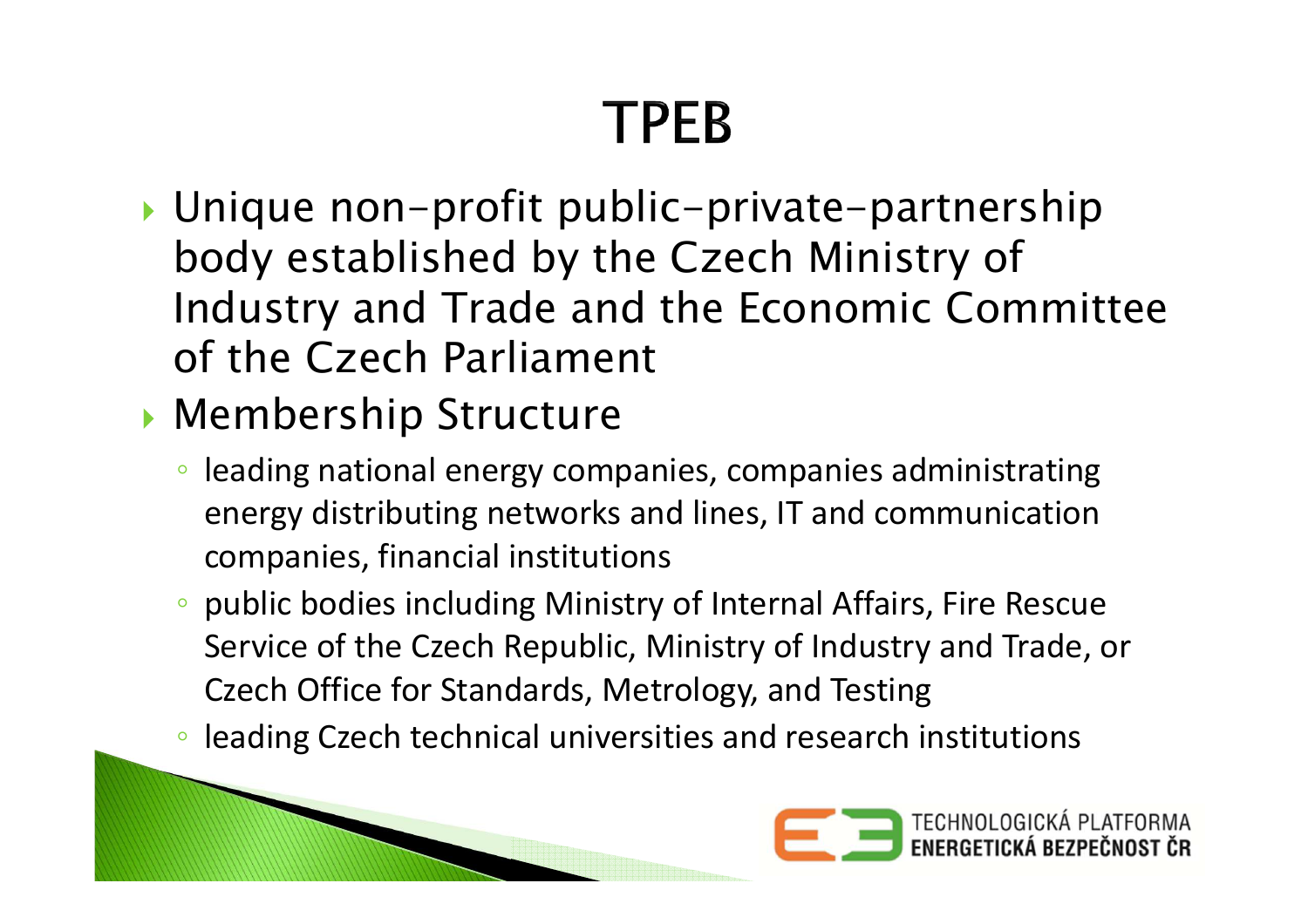# TPEB

- Unique non-profit public-private-partnership body established by the Czech Ministry of Industry and Trade and the Economic Committee of the Czech Parliament
- Membership Structure
  - leading national energy companies, companies administrating energy distributing networks and lines, IT and communication companies, financial institutions
  - public bodies including Ministry of Internal Affairs, Fire Rescue Service of the Czech Republic, Ministry of Industry and Trade, or Czech Office for Standards, Metrology, and Testing
  - leading Czech technical universities and research institutions

TECHNOLOGICKÁ PLATFORMA ENERGETICKÁ BEZPEČNOST ČR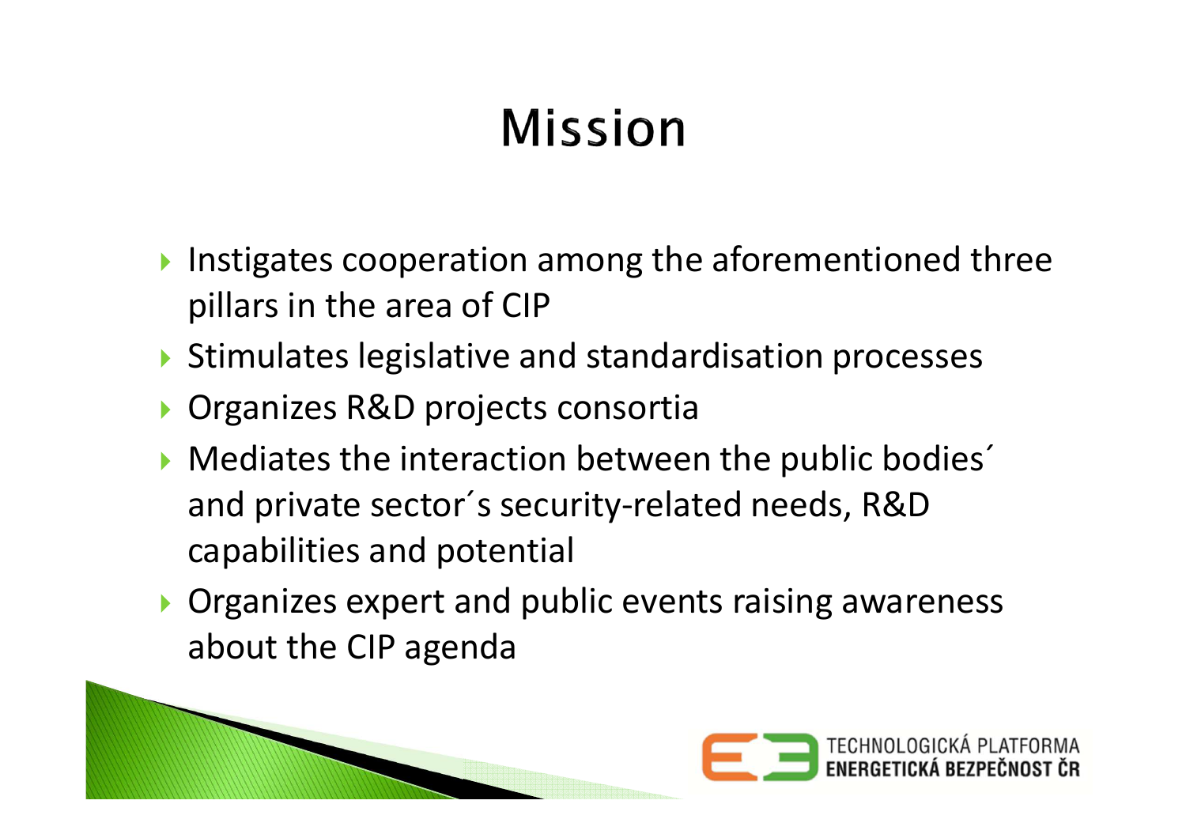# Mission

- Instigates cooperation among the aforementioned three pillars in the area of CIP
- Stimulates legislative and standardisation processes
- Organizes R&D projects consortia
- Mediates the interaction between the public bodies´ and private sector´s security-related needs, R&D capabilities and potential
- Organizes expert and public events raising awareness about the CIP agenda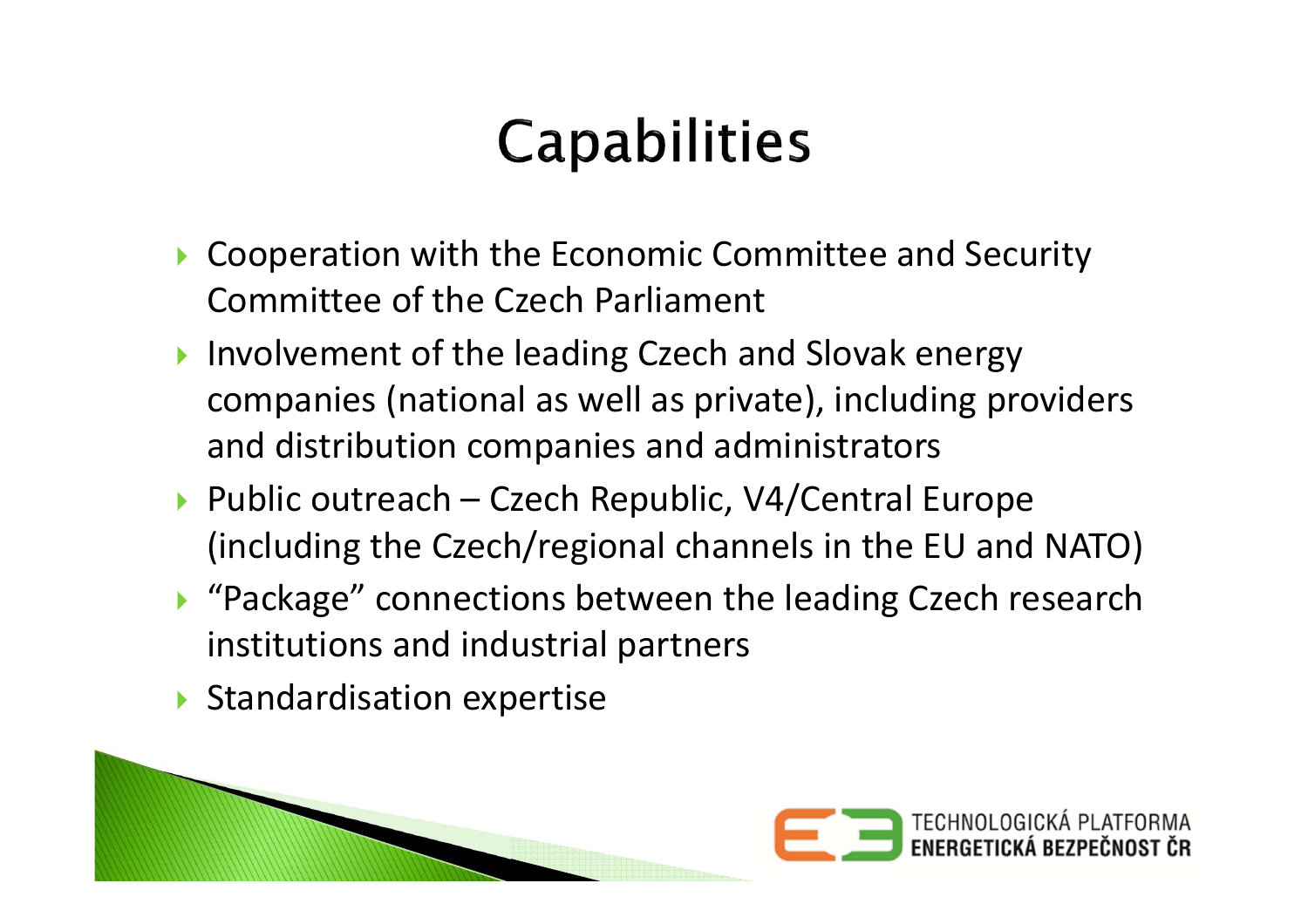# Capabilities

- Cooperation with the Economic Committee and Security Committee of the Czech Parliament
- Involvement of the leading Czech and Slovak energy companies (national as well as private), including providers and distribution companies and administrators
- Public outreach – Czech Republic, V4/Central Europe (including the Czech/regional channels in the EU and NATO)
- "Package" connections between the leading Czech research institutions and industrial partners
- Standardisation expertise

TECHNOLOGICKÁ PLATFORMA ENERGETICKÁ BEZPEČNOST ČR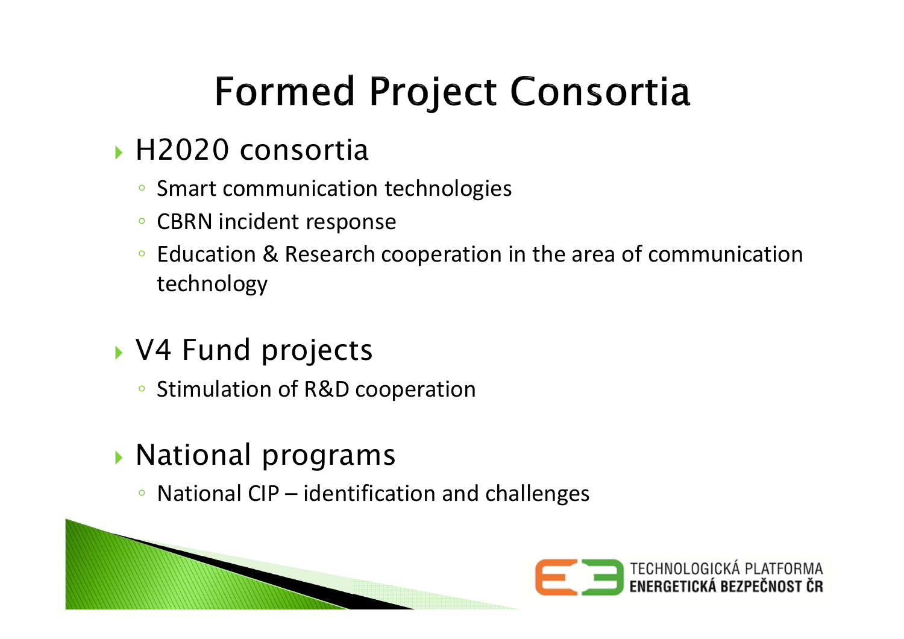# Formed Project Consortia

- H2020 consortia
  - Smart communication technologies
  - CBRN incident response
  - Education & Research cooperation in the area of communication technology
- V4 Fund projects
  - Stimulation of R&D cooperation
- National programs
  - National CIP – identification and challenges

TECHNOLOGICKÁ PLATFORMA ENERGETICKÁ BEZPEČNOST ČR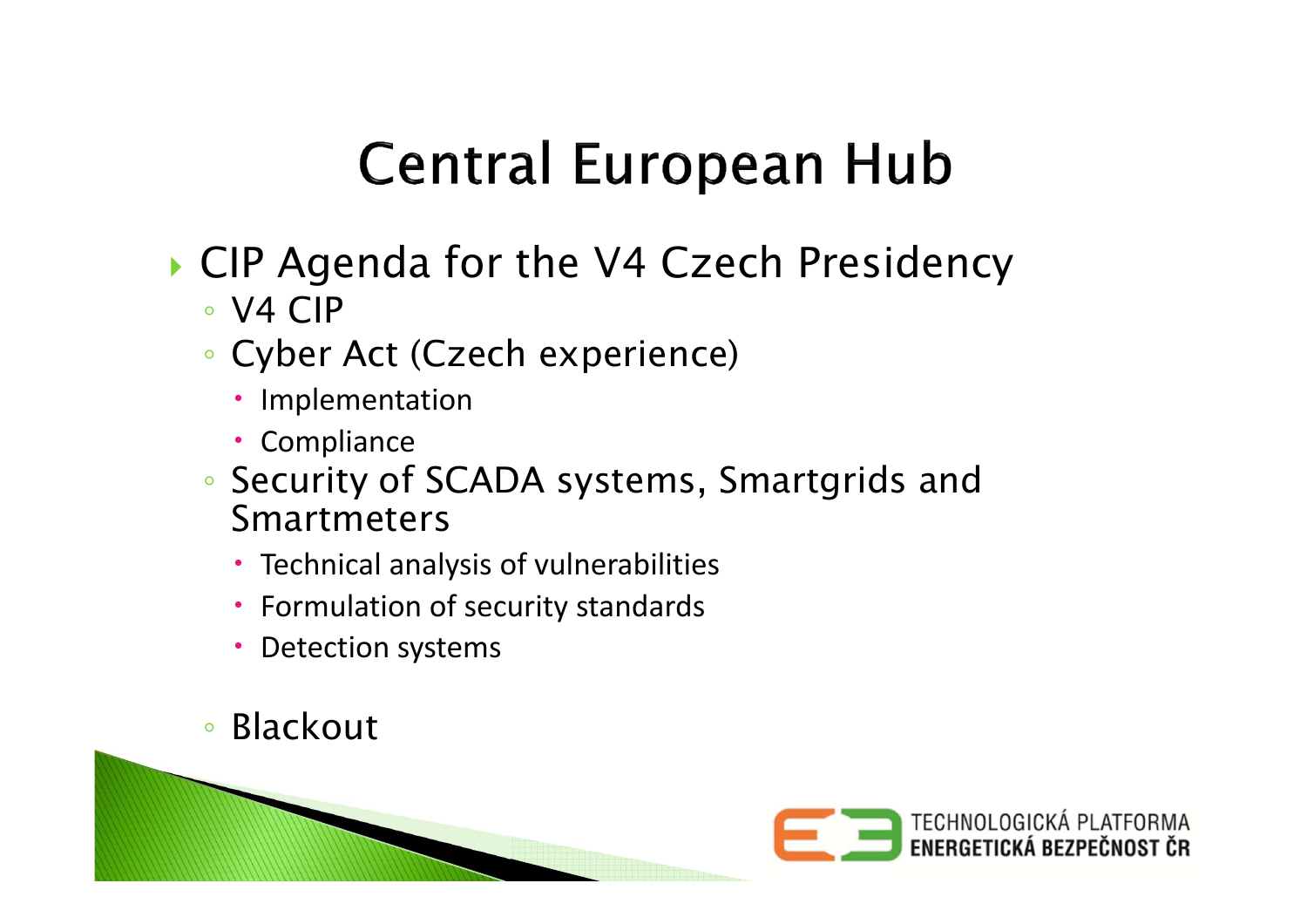# Central European Hub

- CIP Agenda for the V4 Czech Presidency
  - V4 CIP
  - Cyber Act (Czech experience)
    - Implementation
    - Compliance
  - Security of SCADA systems, Smartgrids and Smartmeters
    - Technical analysis of vulnerabilities
    - Formulation of security standards
    - Detection systems
  - Blackout

TECHNOLOGICKÁ PLATFORMA ENERGETICKÁ BEZPEČNOST ČR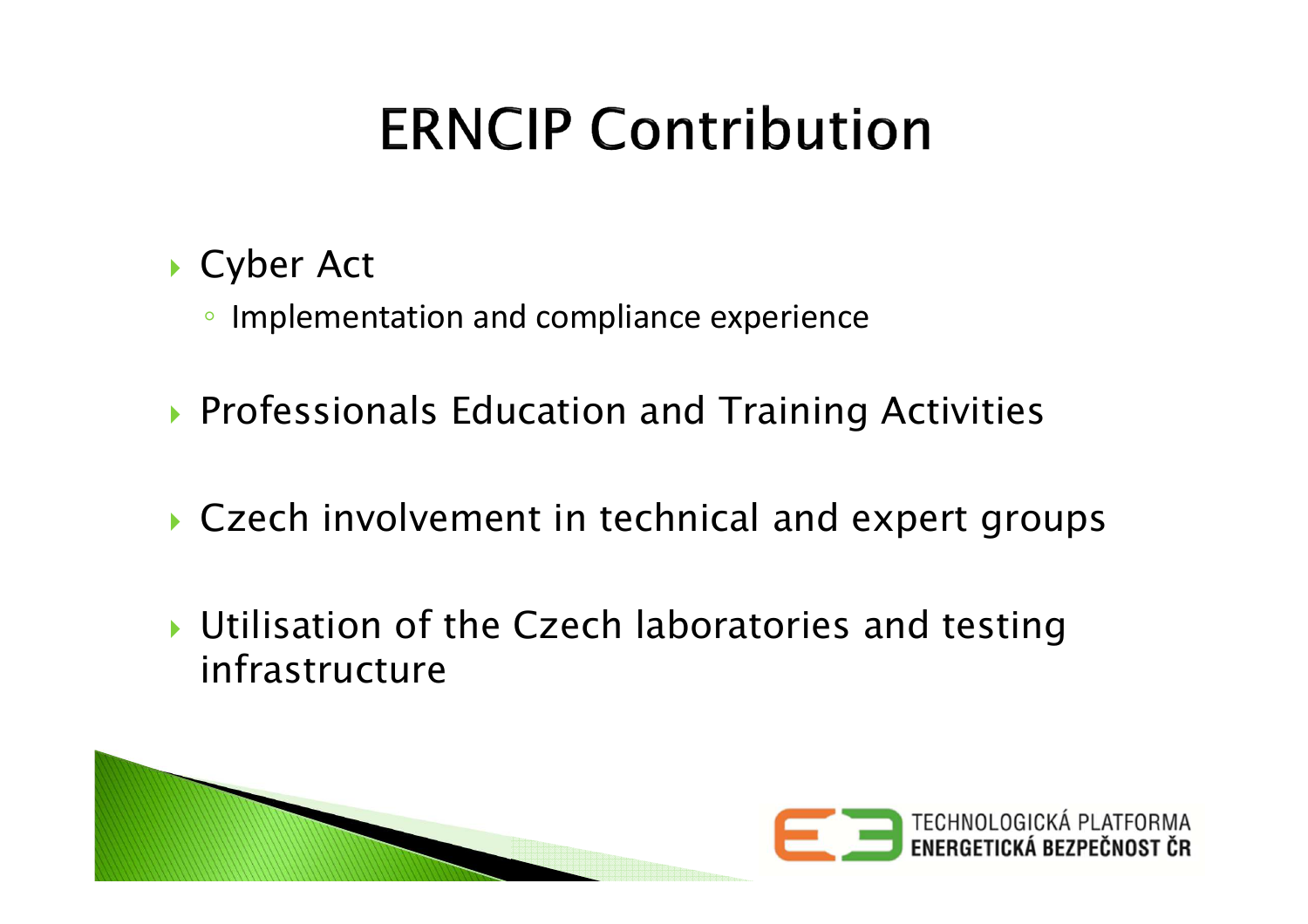# ERNCIP Contribution

- Cyber Act
  - Implementation and compliance experience
- Professionals Education and Training Activities
- Czech involvement in technical and expert groups
- Utilisation of the Czech laboratories and testing infrastructure

TECHNOLOGICKÁ PLATFORMA ENERGETICKÁ BEZPEČNOST ČR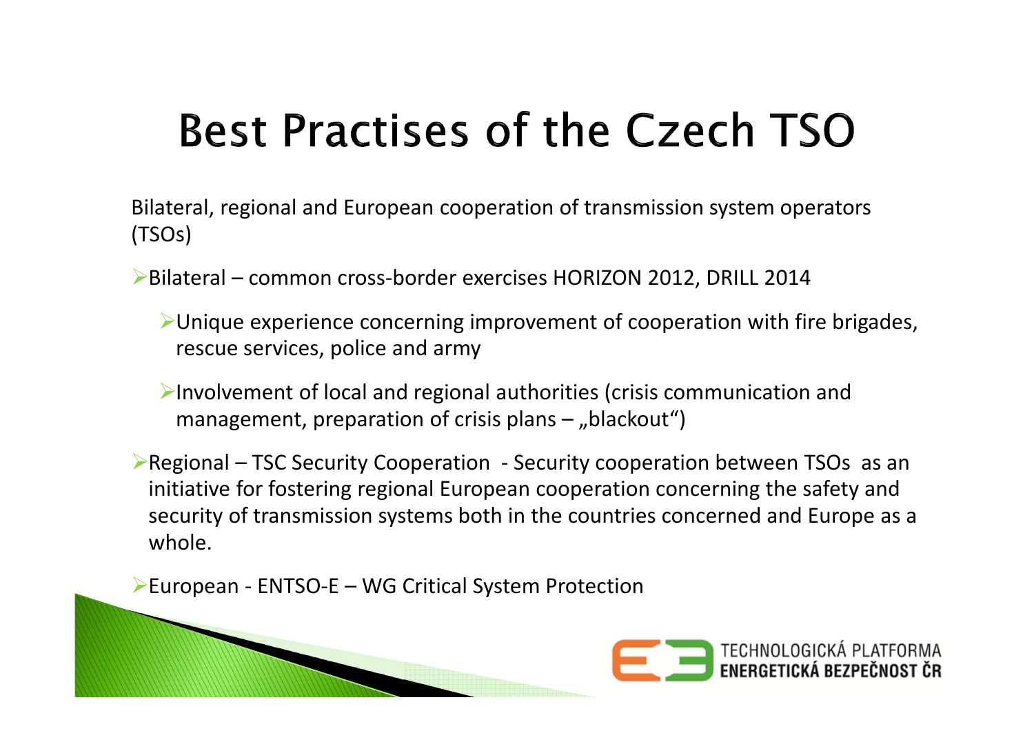# Best Practises of the Czech TSO

Bilateral, regional and European cooperation of transmission system operators (TSOs)

- Bilateral – common cross-border exercises HORIZON 2012, DRILL 2014
  - Unique experience concerning improvement of cooperation with fire brigades, rescue services, police and army
  - Involvement of local and regional authorities (crisis communication and management, preparation of crisis plans – „blackout")
- Regional – TSC Security Cooperation - Security cooperation between TSOs as an initiative for fostering regional European cooperation concerning the safety and security of transmission systems both in the countries concerned and Europe as a whole.
- European - ENTSO-E – WG Critical System Protection

TECHNOLOGICKÁ PLATFORMA ENERGETICKÁ BEZPEČNOST ČR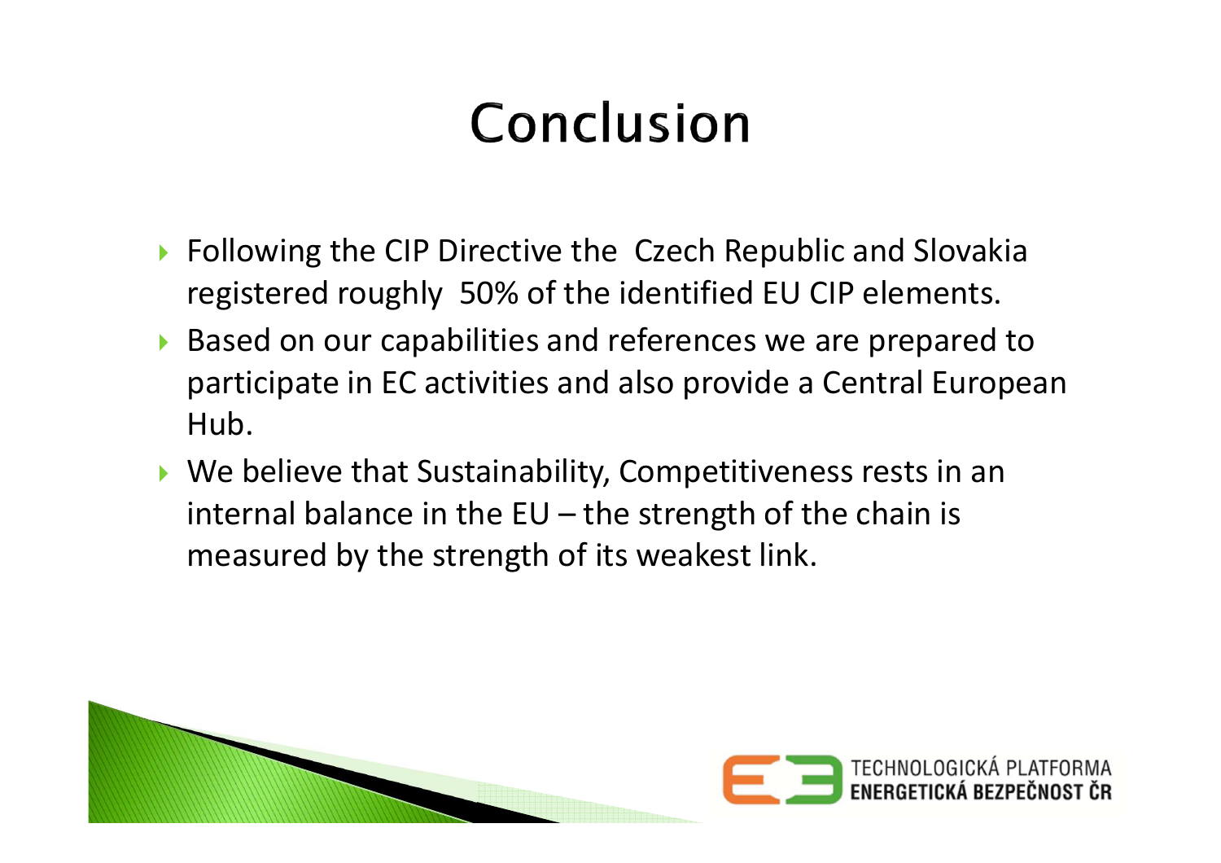# Conclusion

- Following the CIP Directive the Czech Republic and Slovakia registered roughly 50% of the identified EU CIP elements.
- Based on our capabilities and references we are prepared to participate in EC activities and also provide a Central European Hub.
- We believe that Sustainability, Competitiveness rests in an internal balance in the EU – the strength of the chain is measured by the strength of its weakest link.

TECHNOLOGICKÁ PLATFORMA
ENERGETICKÁ BEZPEČNOST ČR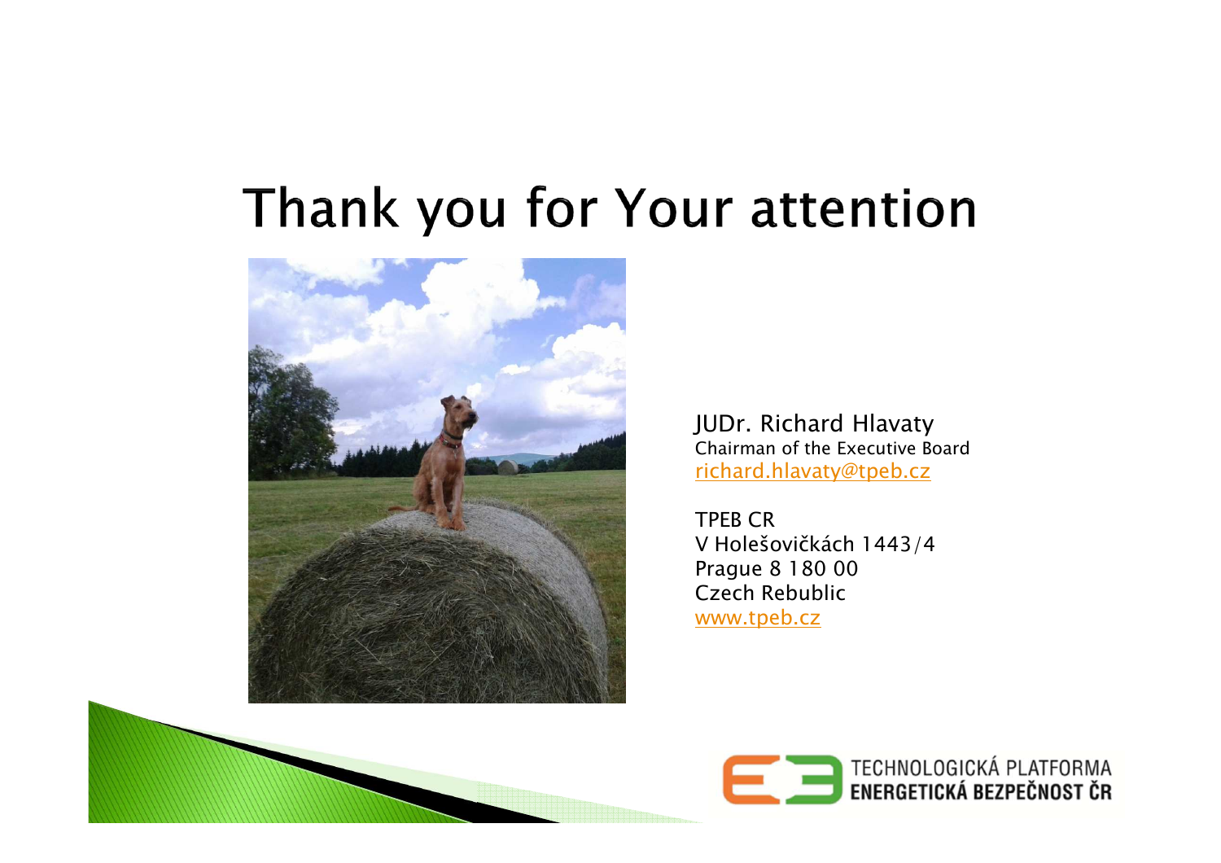# Thank you for Your attention

JUDr. Richard Hlavaty
Chairman of the Executive Board
richard.hlavaty@tpeb.cz

TPEB CR
V Holešovičkách 1443/4
Prague 8 180 00
Czech Rebublic
www.tpeb.cz

TECHNOLOGICKÁ PLATFORMA
ENERGETICKÁ BEZPEČNOST ČR